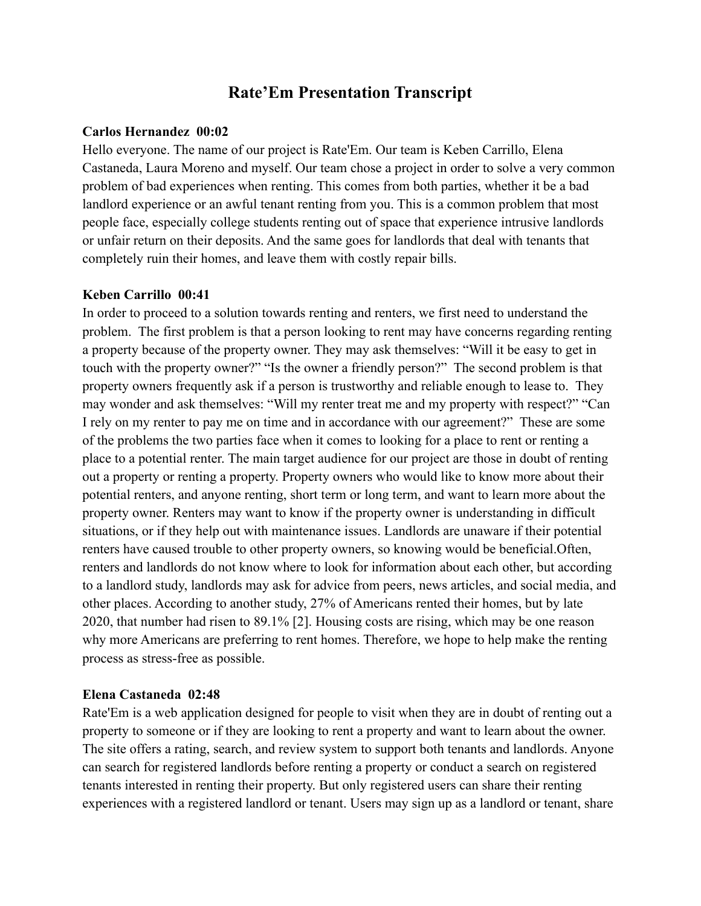# Rate'Em Presentation Transcript

**Carlos Hernandez 00:02**

Hello everyone. The name of our project is Rate'Em. Our team is Keben Carrillo, Elena Castaneda, Laura Moreno and myself. Our team chose a project in order to solve a very common problem of bad experiences when renting. This comes from both parties, whether it be a bad landlord experience or an awful tenant renting from you. This is a common problem that most people face, especially college students renting out of space that experience intrusive landlords or unfair return on their deposits. And the same goes for landlords that deal with tenants that completely ruin their homes, and leave them with costly repair bills.

**Keben Carrillo 00:41**

In order to proceed to a solution towards renting and renters, we first need to understand the problem. The first problem is that a person looking to rent may have concerns regarding renting a property because of the property owner. They may ask themselves: "Will it be easy to get in touch with the property owner?" "Is the owner a friendly person?" The second problem is that property owners frequently ask if a person is trustworthy and reliable enough to lease to. They may wonder and ask themselves: "Will my renter treat me and my property with respect?" "Can I rely on my renter to pay me on time and in accordance with our agreement?" These are some of the problems the two parties face when it comes to looking for a place to rent or renting a place to a potential renter. The main target audience for our project are those in doubt of renting out a property or renting a property. Property owners who would like to know more about their potential renters, and anyone renting, short term or long term, and want to learn more about the property owner. Renters may want to know if the property owner is understanding in difficult situations, or if they help out with maintenance issues. Landlords are unaware if their potential renters have caused trouble to other property owners, so knowing would be beneficial.Often, renters and landlords do not know where to look for information about each other, but according to a landlord study, landlords may ask for advice from peers, news articles, and social media, and other places. According to another study, 27% of Americans rented their homes, but by late 2020, that number had risen to 89.1% [2]. Housing costs are rising, which may be one reason why more Americans are preferring to rent homes. Therefore, we hope to help make the renting process as stress-free as possible.

**Elena Castaneda 02:48**

Rate'Em is a web application designed for people to visit when they are in doubt of renting out a property to someone or if they are looking to rent a property and want to learn about the owner. The site offers a rating, search, and review system to support both tenants and landlords. Anyone can search for registered landlords before renting a property or conduct a search on registered tenants interested in renting their property. But only registered users can share their renting experiences with a registered landlord or tenant. Users may sign up as a landlord or tenant, share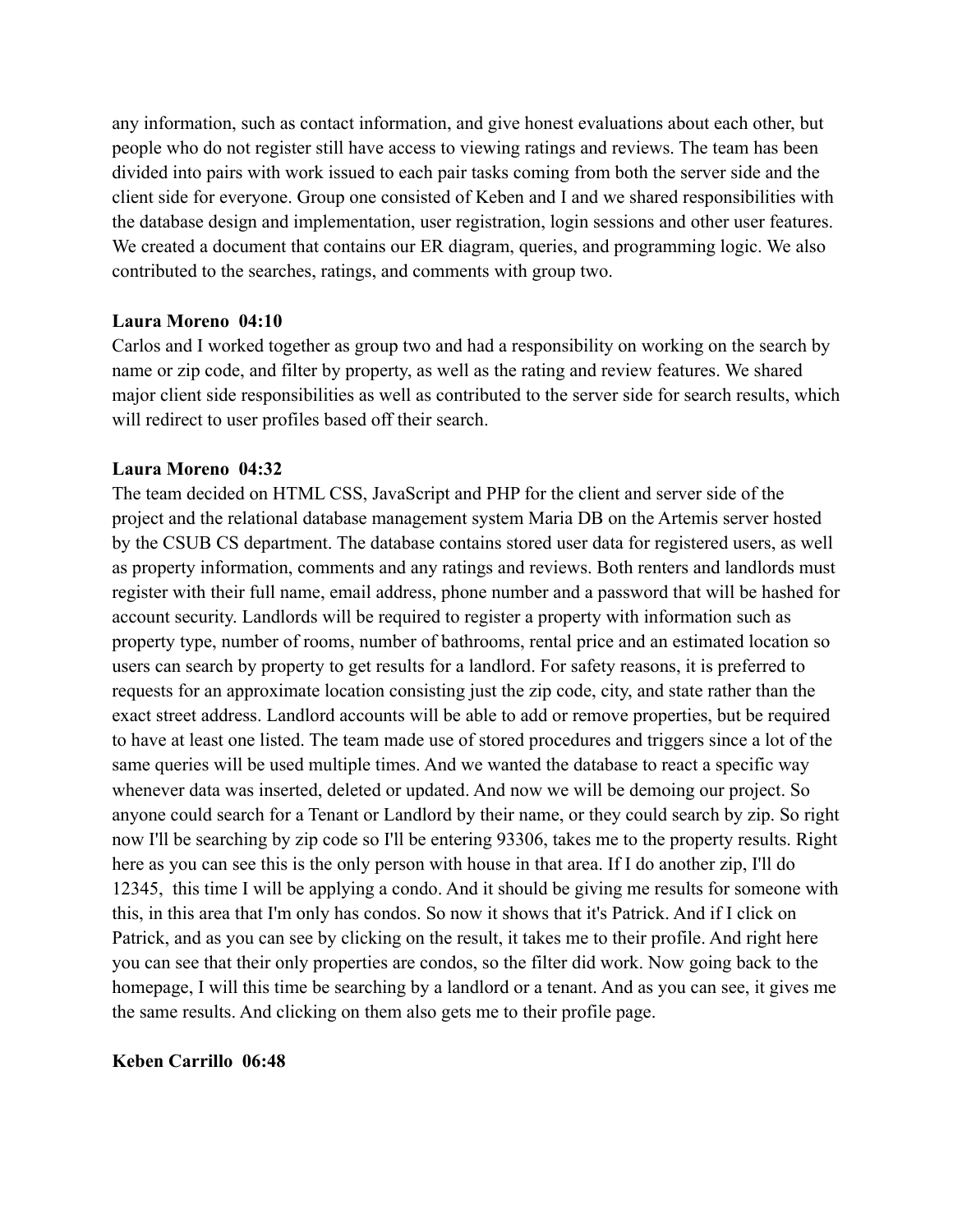any information, such as contact information, and give honest evaluations about each other, but people who do not register still have access to viewing ratings and reviews. The team has been divided into pairs with work issued to each pair tasks coming from both the server side and the client side for everyone. Group one consisted of Keben and I and we shared responsibilities with the database design and implementation, user registration, login sessions and other user features. We created a document that contains our ER diagram, queries, and programming logic. We also contributed to the searches, ratings, and comments with group two.

**Laura Moreno  04:10**
Carlos and I worked together as group two and had a responsibility on working on the search by name or zip code, and filter by property, as well as the rating and review features. We shared major client side responsibilities as well as contributed to the server side for search results, which will redirect to user profiles based off their search.

**Laura Moreno  04:32**
The team decided on HTML CSS, JavaScript and PHP for the client and server side of the project and the relational database management system Maria DB on the Artemis server hosted by the CSUB CS department. The database contains stored user data for registered users, as well as property information, comments and any ratings and reviews. Both renters and landlords must register with their full name, email address, phone number and a password that will be hashed for account security. Landlords will be required to register a property with information such as property type, number of rooms, number of bathrooms, rental price and an estimated location so users can search by property to get results for a landlord. For safety reasons, it is preferred to requests for an approximate location consisting just the zip code, city, and state rather than the exact street address. Landlord accounts will be able to add or remove properties, but be required to have at least one listed. The team made use of stored procedures and triggers since a lot of the same queries will be used multiple times. And we wanted the database to react a specific way whenever data was inserted, deleted or updated. And now we will be demoing our project. So anyone could search for a Tenant or Landlord by their name, or they could search by zip. So right now I'll be searching by zip code so I'll be entering 93306, takes me to the property results. Right here as you can see this is the only person with house in that area. If I do another zip, I'll do 12345,  this time I will be applying a condo. And it should be giving me results for someone with this, in this area that I'm only has condos. So now it shows that it's Patrick. And if I click on Patrick, and as you can see by clicking on the result, it takes me to their profile. And right here you can see that their only properties are condos, so the filter did work. Now going back to the homepage, I will this time be searching by a landlord or a tenant. And as you can see, it gives me the same results. And clicking on them also gets me to their profile page.

**Keben Carrillo  06:48**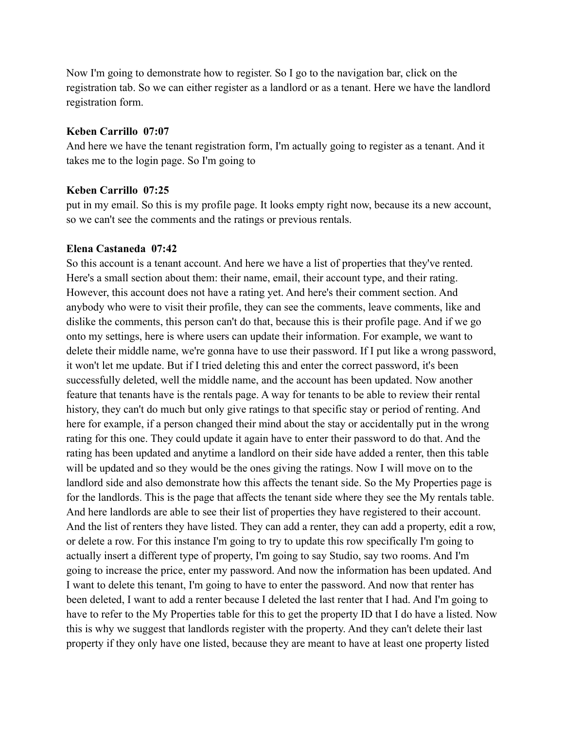Now I'm going to demonstrate how to register. So I go to the navigation bar, click on the registration tab. So we can either register as a landlord or as a tenant. Here we have the landlord registration form.

**Keben Carrillo 07:07**
And here we have the tenant registration form, I'm actually going to register as a tenant. And it takes me to the login page. So I'm going to

**Keben Carrillo 07:25**
put in my email. So this is my profile page. It looks empty right now, because its a new account, so we can't see the comments and the ratings or previous rentals.

**Elena Castaneda 07:42**
So this account is a tenant account. And here we have a list of properties that they've rented. Here's a small section about them: their name, email, their account type, and their rating. However, this account does not have a rating yet. And here's their comment section. And anybody who were to visit their profile, they can see the comments, leave comments, like and dislike the comments, this person can't do that, because this is their profile page. And if we go onto my settings, here is where users can update their information. For example, we want to delete their middle name, we're gonna have to use their password. If I put like a wrong password, it won't let me update. But if I tried deleting this and enter the correct password, it's been successfully deleted, well the middle name, and the account has been updated. Now another feature that tenants have is the rentals page. A way for tenants to be able to review their rental history, they can't do much but only give ratings to that specific stay or period of renting. And here for example, if a person changed their mind about the stay or accidentally put in the wrong rating for this one. They could update it again have to enter their password to do that. And the rating has been updated and anytime a landlord on their side have added a renter, then this table will be updated and so they would be the ones giving the ratings. Now I will move on to the landlord side and also demonstrate how this affects the tenant side. So the My Properties page is for the landlords. This is the page that affects the tenant side where they see the My rentals table. And here landlords are able to see their list of properties they have registered to their account. And the list of renters they have listed. They can add a renter, they can add a property, edit a row, or delete a row. For this instance I'm going to try to update this row specifically I'm going to actually insert a different type of property, I'm going to say Studio, say two rooms. And I'm going to increase the price, enter my password. And now the information has been updated. And I want to delete this tenant, I'm going to have to enter the password. And now that renter has been deleted, I want to add a renter because I deleted the last renter that I had. And I'm going to have to refer to the My Properties table for this to get the property ID that I do have a listed. Now this is why we suggest that landlords register with the property. And they can't delete their last property if they only have one listed, because they are meant to have at least one property listed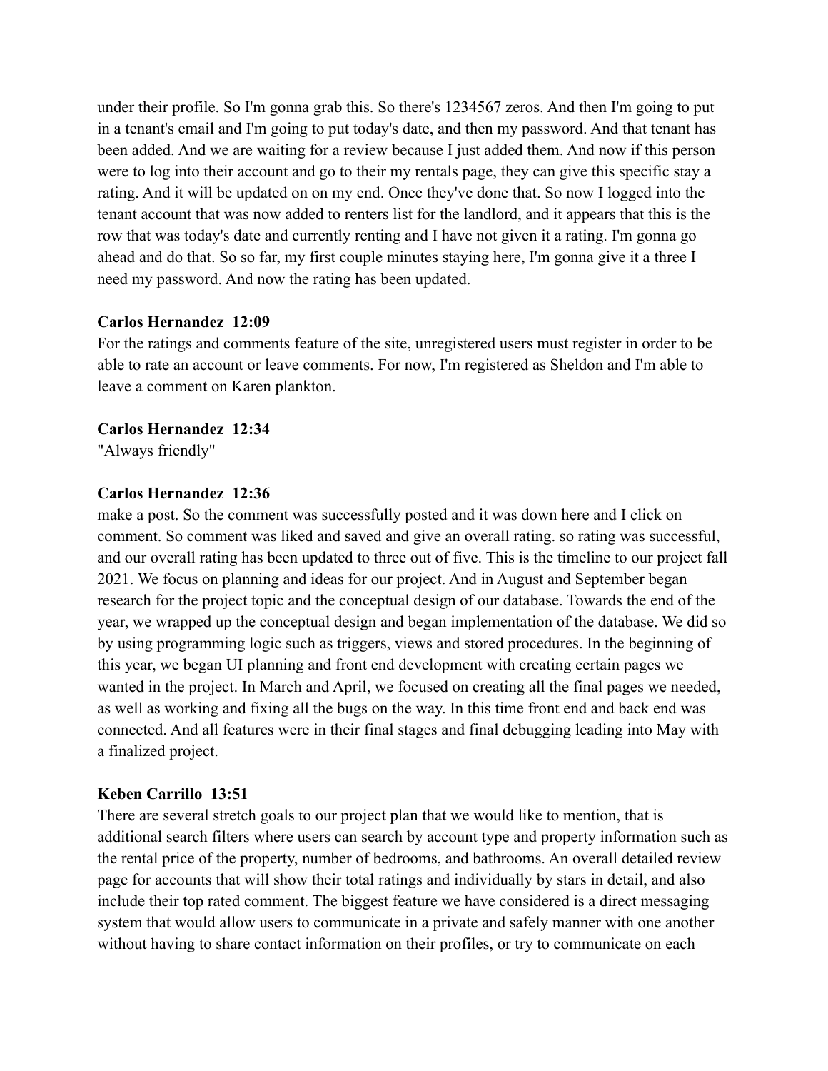under their profile. So I'm gonna grab this. So there's 1234567 zeros. And then I'm going to put in a tenant's email and I'm going to put today's date, and then my password. And that tenant has been added. And we are waiting for a review because I just added them. And now if this person were to log into their account and go to their my rentals page, they can give this specific stay a rating. And it will be updated on on my end. Once they've done that. So now I logged into the tenant account that was now added to renters list for the landlord, and it appears that this is the row that was today's date and currently renting and I have not given it a rating. I'm gonna go ahead and do that. So so far, my first couple minutes staying here, I'm gonna give it a three I need my password. And now the rating has been updated.

**Carlos Hernandez 12:09**

For the ratings and comments feature of the site, unregistered users must register in order to be able to rate an account or leave comments. For now, I'm registered as Sheldon and I'm able to leave a comment on Karen plankton.

**Carlos Hernandez 12:34**

"Always friendly"

**Carlos Hernandez 12:36**

make a post. So the comment was successfully posted and it was down here and I click on comment. So comment was liked and saved and give an overall rating. so rating was successful, and our overall rating has been updated to three out of five. This is the timeline to our project fall 2021. We focus on planning and ideas for our project. And in August and September began research for the project topic and the conceptual design of our database. Towards the end of the year, we wrapped up the conceptual design and began implementation of the database. We did so by using programming logic such as triggers, views and stored procedures. In the beginning of this year, we began UI planning and front end development with creating certain pages we wanted in the project. In March and April, we focused on creating all the final pages we needed, as well as working and fixing all the bugs on the way. In this time front end and back end was connected. And all features were in their final stages and final debugging leading into May with a finalized project.

**Keben Carrillo 13:51**

There are several stretch goals to our project plan that we would like to mention, that is additional search filters where users can search by account type and property information such as the rental price of the property, number of bedrooms, and bathrooms. An overall detailed review page for accounts that will show their total ratings and individually by stars in detail, and also include their top rated comment. The biggest feature we have considered is a direct messaging system that would allow users to communicate in a private and safely manner with one another without having to share contact information on their profiles, or try to communicate on each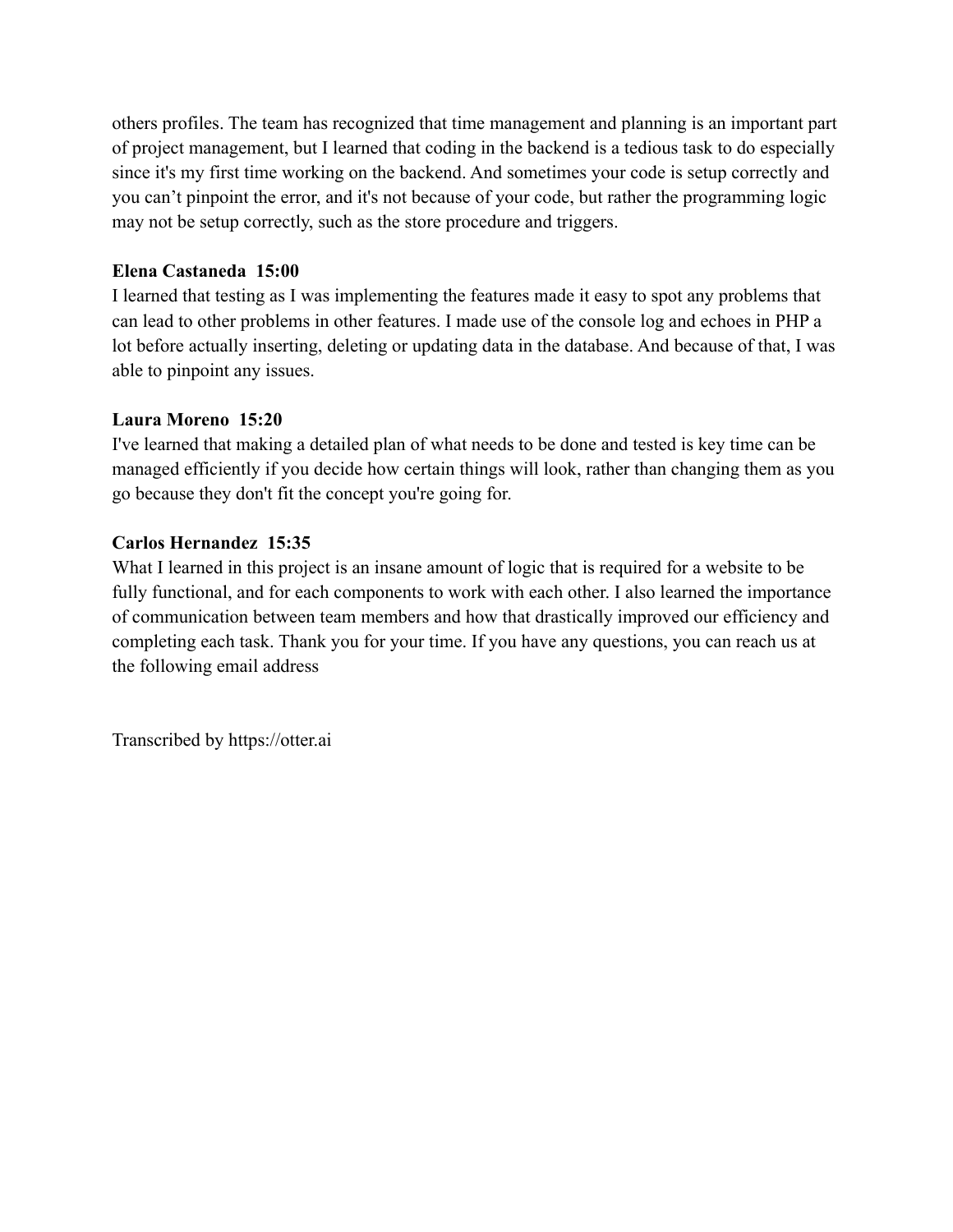others profiles. The team has recognized that time management and planning is an important part of project management, but I learned that coding in the backend is a tedious task to do especially since it's my first time working on the backend. And sometimes your code is setup correctly and you can't pinpoint the error, and it's not because of your code, but rather the programming logic may not be setup correctly, such as the store procedure and triggers.

**Elena Castaneda 15:00**
I learned that testing as I was implementing the features made it easy to spot any problems that can lead to other problems in other features. I made use of the console log and echoes in PHP a lot before actually inserting, deleting or updating data in the database. And because of that, I was able to pinpoint any issues.

**Laura Moreno 15:20**
I've learned that making a detailed plan of what needs to be done and tested is key time can be managed efficiently if you decide how certain things will look, rather than changing them as you go because they don't fit the concept you're going for.

**Carlos Hernandez 15:35**
What I learned in this project is an insane amount of logic that is required for a website to be fully functional, and for each components to work with each other. I also learned the importance of communication between team members and how that drastically improved our efficiency and completing each task. Thank you for your time. If you have any questions, you can reach us at the following email address

Transcribed by https://otter.ai